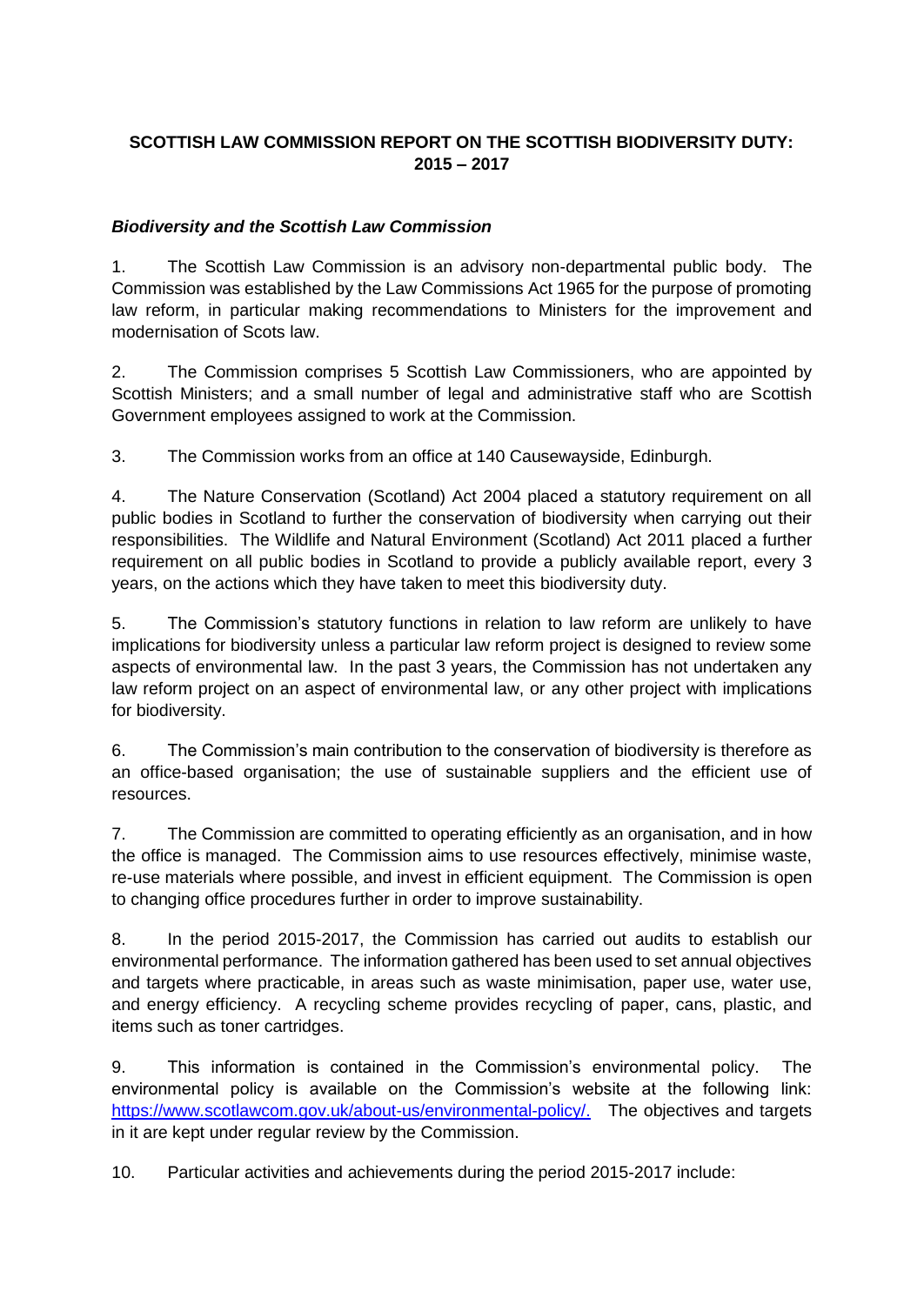# SCOTTISH LAW COMMISSION REPORT ON THE SCOTTISH BIODIVERSITY DUTY: 2015 – 2017

## *Biodiversity and the Scottish Law Commission*

1. The Scottish Law Commission is an advisory non-departmental public body. The Commission was established by the Law Commissions Act 1965 for the purpose of promoting law reform, in particular making recommendations to Ministers for the improvement and modernisation of Scots law.

2. The Commission comprises 5 Scottish Law Commissioners, who are appointed by Scottish Ministers; and a small number of legal and administrative staff who are Scottish Government employees assigned to work at the Commission.

3. The Commission works from an office at 140 Causewayside, Edinburgh.

4. The Nature Conservation (Scotland) Act 2004 placed a statutory requirement on all public bodies in Scotland to further the conservation of biodiversity when carrying out their responsibilities. The Wildlife and Natural Environment (Scotland) Act 2011 placed a further requirement on all public bodies in Scotland to provide a publicly available report, every 3 years, on the actions which they have taken to meet this biodiversity duty.

5. The Commission's statutory functions in relation to law reform are unlikely to have implications for biodiversity unless a particular law reform project is designed to review some aspects of environmental law. In the past 3 years, the Commission has not undertaken any law reform project on an aspect of environmental law, or any other project with implications for biodiversity.

6. The Commission's main contribution to the conservation of biodiversity is therefore as an office-based organisation; the use of sustainable suppliers and the efficient use of resources.

7. The Commission are committed to operating efficiently as an organisation, and in how the office is managed. The Commission aims to use resources effectively, minimise waste, re-use materials where possible, and invest in efficient equipment. The Commission is open to changing office procedures further in order to improve sustainability.

8. In the period 2015-2017, the Commission has carried out audits to establish our environmental performance. The information gathered has been used to set annual objectives and targets where practicable, in areas such as waste minimisation, paper use, water use, and energy efficiency. A recycling scheme provides recycling of paper, cans, plastic, and items such as toner cartridges.

9. This information is contained in the Commission's environmental policy. The environmental policy is available on the Commission's website at the following link: [https://www.scotlawcom.gov.uk/about-us/environmental-policy/.](https://www.scotlawcom.gov.uk/about-us/environmental-policy/) The objectives and targets in it are kept under regular review by the Commission.

10. Particular activities and achievements during the period 2015-2017 include: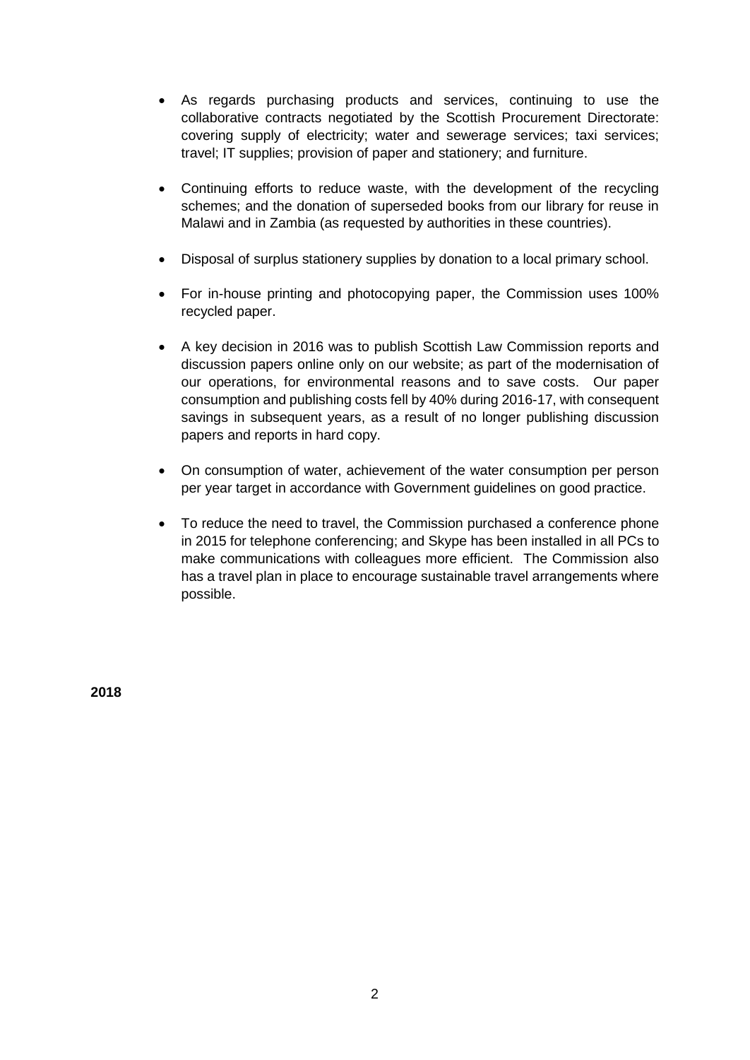- As regards purchasing products and services, continuing to use the collaborative contracts negotiated by the Scottish Procurement Directorate: covering supply of electricity; water and sewerage services; taxi services; travel; IT supplies; provision of paper and stationery; and furniture.

- Continuing efforts to reduce waste, with the development of the recycling schemes; and the donation of superseded books from our library for reuse in Malawi and in Zambia (as requested by authorities in these countries).

- Disposal of surplus stationery supplies by donation to a local primary school.

- For in-house printing and photocopying paper, the Commission uses 100% recycled paper.

- A key decision in 2016 was to publish Scottish Law Commission reports and discussion papers online only on our website; as part of the modernisation of our operations, for environmental reasons and to save costs. Our paper consumption and publishing costs fell by 40% during 2016-17, with consequent savings in subsequent years, as a result of no longer publishing discussion papers and reports in hard copy.

- On consumption of water, achievement of the water consumption per person per year target in accordance with Government guidelines on good practice.

- To reduce the need to travel, the Commission purchased a conference phone in 2015 for telephone conferencing; and Skype has been installed in all PCs to make communications with colleagues more efficient. The Commission also has a travel plan in place to encourage sustainable travel arrangements where possible.

**2018**